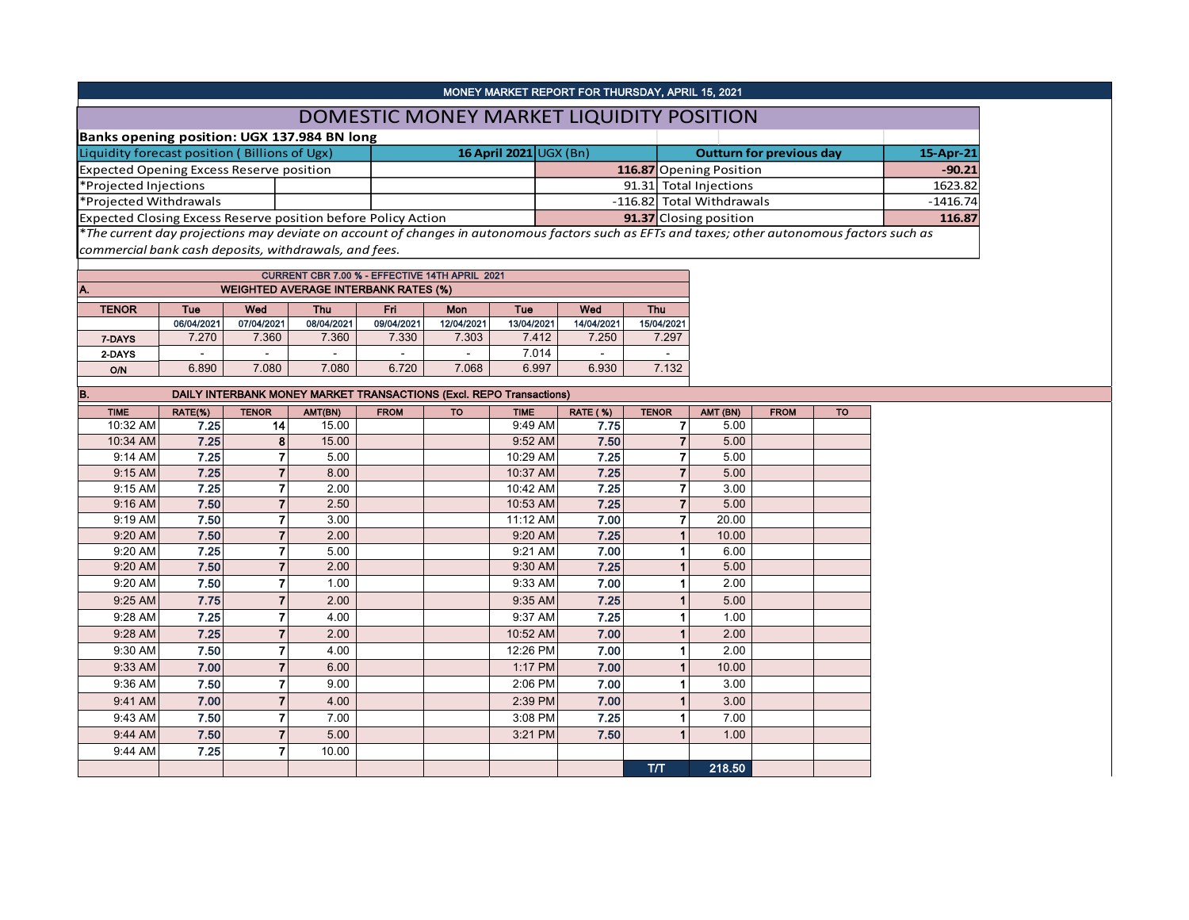MONEY MARKET REPORT FOR THURSDAY, APRIL 15, 2021

# DOMESTIC MONEY MARKET LIQUIDITY POSITION

**Banks opening position: UGX 137.984 BN long**

| Liquidity forecast position ( Billions of Ugx) | **16 April 2021** UGX (Bn) | Outturn for previous day | **15-Apr-21** |
|---|---|---|---|
| Expected Opening Excess Reserve position | **116.87** | Opening Position | **-90.21** |
| *Projected Injections | 91.31 | Total Injections | 1623.82 |
| *Projected Withdrawals | -116.82 | Total Withdrawals | -1416.74 |
| Expected Closing Excess Reserve position before Policy Action | **91.37** | Closing position | **116.87** |

*\*The current day projections may deviate on account of changes in autonomous factors such as EFTs and taxes; other autonomous factors such as commercial bank cash deposits, withdrawals, and fees.*

CURRENT CBR 7.00 % - EFFECTIVE 14TH APRIL 2021

**A. WEIGHTED AVERAGE INTERBANK RATES (%)**

| TENOR | Tue 06/04/2021 | Wed 07/04/2021 | Thu 08/04/2021 | Fri 09/04/2021 | Mon 12/04/2021 | Tue 13/04/2021 | Wed 14/04/2021 | Thu 15/04/2021 |
|---|---|---|---|---|---|---|---|---|
| 7-DAYS | 7.270 | 7.360 | 7.360 | 7.330 | 7.303 | 7.412 | 7.250 | 7.297 |
| 2-DAYS | - | - | - | - | - | 7.014 | - | - |
| O/N | 6.890 | 7.080 | 7.080 | 6.720 | 7.068 | 6.997 | 6.930 | 7.132 |

**B. DAILY INTERBANK MONEY MARKET TRANSACTIONS (Excl. REPO Transactions)**

| TIME | RATE(%) | TENOR | AMT(BN) | FROM | TO | TIME | RATE ( %) | TENOR | AMT (BN) | FROM | TO |
|---|---|---|---|---|---|---|---|---|---|---|---|
| 10:32 AM | 7.25 | 14 | 15.00 | | | 9:49 AM | 7.75 | 7 | 5.00 | | |
| 10:34 AM | 7.25 | 8 | 15.00 | | | 9:52 AM | 7.50 | 7 | 5.00 | | |
| 9:14 AM | 7.25 | 7 | 5.00 | | | 10:29 AM | 7.25 | 7 | 5.00 | | |
| 9:15 AM | 7.25 | 7 | 8.00 | | | 10:37 AM | 7.25 | 7 | 5.00 | | |
| 9:15 AM | 7.25 | 7 | 2.00 | | | 10:42 AM | 7.25 | 7 | 3.00 | | |
| 9:16 AM | 7.50 | 7 | 2.50 | | | 10:53 AM | 7.25 | 7 | 5.00 | | |
| 9:19 AM | 7.50 | 7 | 3.00 | | | 11:12 AM | 7.00 | 7 | 20.00 | | |
| 9:20 AM | 7.50 | 7 | 2.00 | | | 9:20 AM | 7.25 | 1 | 10.00 | | |
| 9:20 AM | 7.25 | 7 | 5.00 | | | 9:21 AM | 7.00 | 1 | 6.00 | | |
| 9:20 AM | 7.50 | 7 | 2.00 | | | 9:30 AM | 7.25 | 1 | 5.00 | | |
| 9:20 AM | 7.50 | 7 | 1.00 | | | 9:33 AM | 7.00 | 1 | 2.00 | | |
| 9:25 AM | 7.75 | 7 | 2.00 | | | 9:35 AM | 7.25 | 1 | 5.00 | | |
| 9:28 AM | 7.25 | 7 | 4.00 | | | 9:37 AM | 7.25 | 1 | 1.00 | | |
| 9:28 AM | 7.25 | 7 | 2.00 | | | 10:52 AM | 7.00 | 1 | 2.00 | | |
| 9:30 AM | 7.50 | 7 | 4.00 | | | 12:26 PM | 7.00 | 1 | 2.00 | | |
| 9:33 AM | 7.00 | 7 | 6.00 | | | 1:17 PM | 7.00 | 1 | 10.00 | | |
| 9:36 AM | 7.50 | 7 | 9.00 | | | 2:06 PM | 7.00 | 1 | 3.00 | | |
| 9:41 AM | 7.00 | 7 | 4.00 | | | 2:39 PM | 7.00 | 1 | 3.00 | | |
| 9:43 AM | 7.50 | 7 | 7.00 | | | 3:08 PM | 7.25 | 1 | 7.00 | | |
| 9:44 AM | 7.50 | 7 | 5.00 | | | 3:21 PM | 7.50 | 1 | 1.00 | | |
| 9:44 AM | 7.25 | 7 | 10.00 | | | | | | | | |
| | | | | | | | | T/T | 218.50 | | |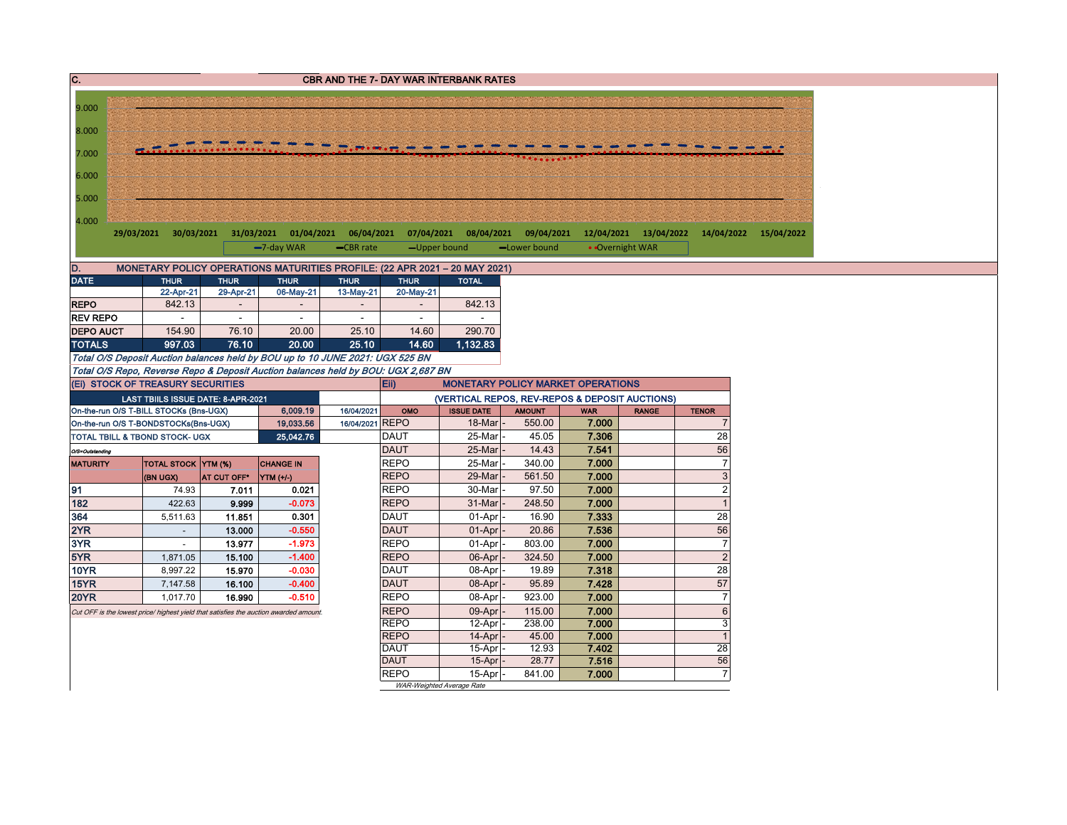## C. CBR AND THE 7- DAY WAR INTERBANK RATES

9.000
8.000
7.000
6.000
5.000
4.000

29/03/2021 30/03/2021 31/03/2021 01/04/2021 06/04/2021 07/04/2021 08/04/2021 09/04/2021 12/04/2021 13/04/2022 14/04/2022 15/04/2022

7-day WAR — CBR rate — Upper bound — Lower bound — Overnight WAR

## D. MONETARY POLICY OPERATIONS MATURITIES PROFILE: (22 APR 2021 – 20 MAY 2021)

| DATE | THUR | THUR | THUR | THUR | THUR | TOTAL |
|---|---|---|---|---|---|---|
| | 22-Apr-21 | 29-Apr-21 | 06-May-21 | 13-May-21 | 20-May-21 | |
| REPO | 842.13 | - | - | - | - | 842.13 |
| REV REPO | - | - | - | - | - | - |
| DEPO AUCT | 154.90 | 76.10 | 20.00 | 25.10 | 14.60 | 290.70 |
| TOTALS | 997.03 | 76.10 | 20.00 | 25.10 | 14.60 | 1,132.83 |

*Total O/S Deposit Auction balances held by BOU up to 10 JUNE 2021: UGX 525 BN*

*Total O/S Repo, Reverse Repo & Deposit Auction balances held by BOU: UGX 2,687 BN*

## (Ei) STOCK OF TREASURY SECURITIES

| LAST TBIILS ISSUE DATE: 8-APR-2021 | | |
|---|---|---|
| On-the-run O/S T-BILL STOCKs (Bns-UGX) | 6,009.19 | 16/04/2021 |
| On-the-run O/S T-BONDSTOCKs(Bns-UGX) | 19,033.56 | 16/04/2021 |
| TOTAL TBILL & TBOND STOCK- UGX | 25,042.76 | |

O/S=Outstanding

| MATURITY | TOTAL STOCK (BN UGX) | YTM (%) AT CUT OFF* | CHANGE IN YTM (+/-) |
|---|---|---|---|
| 91 | 74.93 | 7.011 | 0.021 |
| 182 | 422.63 | 9.999 | -0.073 |
| 364 | 5,511.63 | 11.851 | 0.301 |
| 2YR | - | 13.000 | -0.550 |
| 3YR | - | 13.977 | -1.973 |
| 5YR | 1,871.05 | 15.100 | -1.400 |
| 10YR | 8,997.22 | 15.970 | -0.030 |
| 15YR | 7,147.58 | 16.100 | -0.400 |
| 20YR | 1,017.70 | 16.990 | -0.510 |

*Cut OFF is the lowest price/ highest yield that satisfies the auction awarded amount.*

## Eii) MONETARY POLICY MARKET OPERATIONS

### (VERTICAL REPOS, REV-REPOS & DEPOSIT AUCTIONS)

| OMO | ISSUE DATE | AMOUNT | WAR | RANGE | TENOR |
|---|---|---|---|---|---|
| REPO | 18-Mar | 550.00 | 7.000 | | 7 |
| DAUT | 25-Mar | 45.05 | 7.306 | | 28 |
| DAUT | 25-Mar | 14.43 | 7.541 | | 56 |
| REPO | 25-Mar | 340.00 | 7.000 | | 7 |
| REPO | 29-Mar | 561.50 | 7.000 | | 3 |
| REPO | 30-Mar | 97.50 | 7.000 | | 2 |
| REPO | 31-Mar | 248.50 | 7.000 | | 1 |
| DAUT | 01-Apr | 16.90 | 7.333 | | 28 |
| DAUT | 01-Apr | 20.86 | 7.536 | | 56 |
| REPO | 01-Apr | 803.00 | 7.000 | | 7 |
| REPO | 06-Apr | 324.50 | 7.000 | | 2 |
| DAUT | 08-Apr | 19.89 | 7.318 | | 28 |
| DAUT | 08-Apr | 95.89 | 7.428 | | 57 |
| REPO | 08-Apr | 923.00 | 7.000 | | 7 |
| REPO | 09-Apr | 115.00 | 7.000 | | 6 |
| REPO | 12-Apr | 238.00 | 7.000 | | 3 |
| REPO | 14-Apr | 45.00 | 7.000 | | 1 |
| DAUT | 15-Apr | 12.93 | 7.402 | | 28 |
| DAUT | 15-Apr | 28.77 | 7.516 | | 56 |
| REPO | 15-Apr | 841.00 | 7.000 | | 7 |

*WAR-Weighted Average Rate*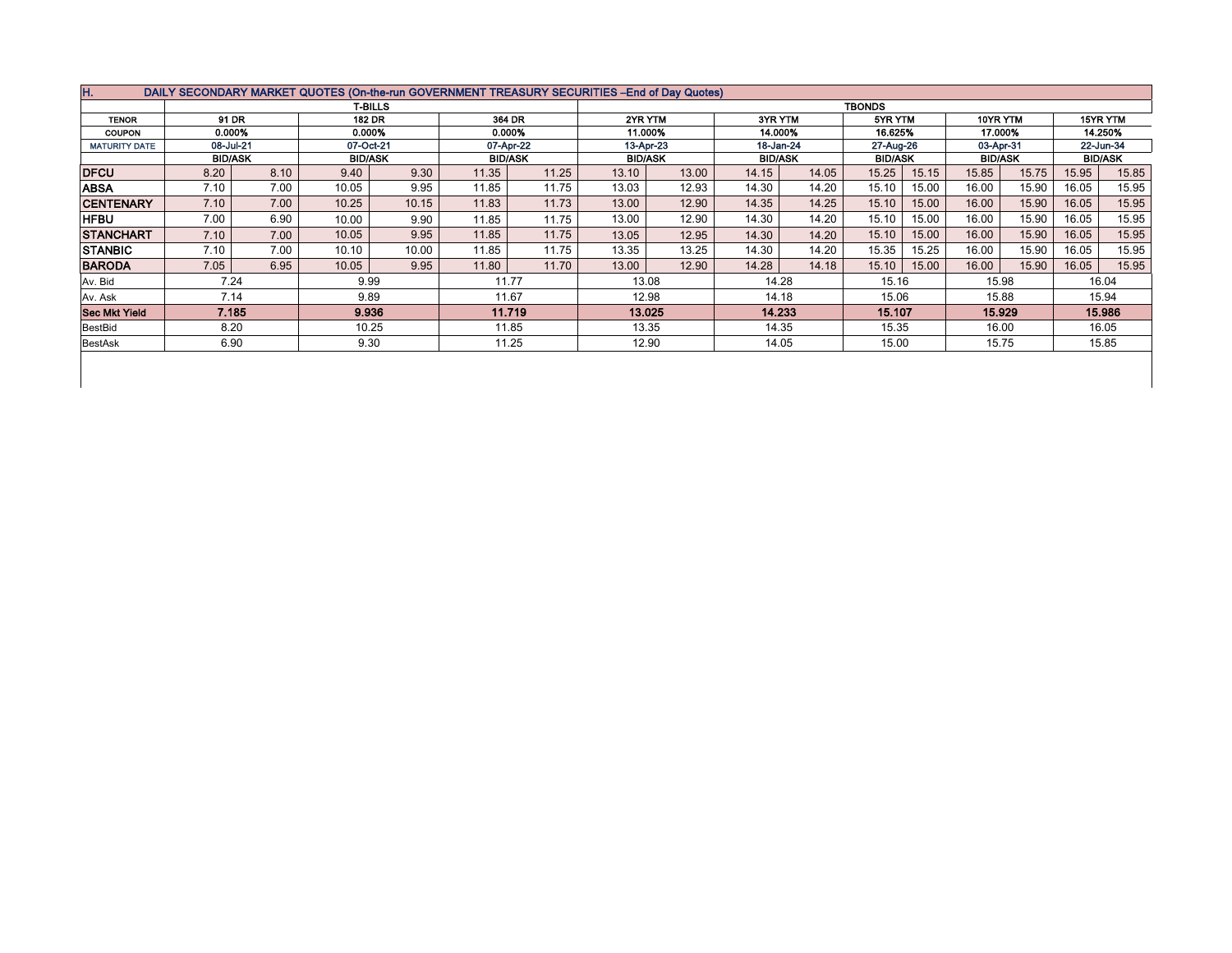## H. DAILY SECONDARY MARKET QUOTES (On-the-run GOVERNMENT TREASURY SECURITIES –End of Day Quotes)

| | T-BILLS | | | | | | TBONDS | | | | | | | | | |
|---|---|---|---|---|---|---|---|---|---|---|---|---|---|---|---|---|
| **TENOR** | **91 DR** | | **182 DR** | | **364 DR** | | **2YR YTM** | | **3YR YTM** | | **5YR YTM** | | **10YR YTM** | | **15YR YTM** | |
| **COUPON** | **0.000%** | | **0.000%** | | **0.000%** | | **11.000%** | | **14.000%** | | **16.625%** | | **17.000%** | | **14.250%** | |
| **MATURITY DATE** | **08-Jul-21** | | **07-Oct-21** | | **07-Apr-22** | | **13-Apr-23** | | **18-Jan-24** | | **27-Aug-26** | | **03-Apr-31** | | **22-Jun-34** | |
| | **BID/ASK** | | **BID/ASK** | | **BID/ASK** | | **BID/ASK** | | **BID/ASK** | | **BID/ASK** | | **BID/ASK** | | **BID/ASK** | |
| **DFCU** | 8.20 | 8.10 | 9.40 | 9.30 | 11.35 | 11.25 | 13.10 | 13.00 | 14.15 | 14.05 | 15.25 | 15.15 | 15.85 | 15.75 | 15.95 | 15.85 |
| **ABSA** | 7.10 | 7.00 | 10.05 | 9.95 | 11.85 | 11.75 | 13.03 | 12.93 | 14.30 | 14.20 | 15.10 | 15.00 | 16.00 | 15.90 | 16.05 | 15.95 |
| **CENTENARY** | 7.10 | 7.00 | 10.25 | 10.15 | 11.83 | 11.73 | 13.00 | 12.90 | 14.35 | 14.25 | 15.10 | 15.00 | 16.00 | 15.90 | 16.05 | 15.95 |
| **HFBU** | 7.00 | 6.90 | 10.00 | 9.90 | 11.85 | 11.75 | 13.00 | 12.90 | 14.30 | 14.20 | 15.10 | 15.00 | 16.00 | 15.90 | 16.05 | 15.95 |
| **STANCHART** | 7.10 | 7.00 | 10.05 | 9.95 | 11.85 | 11.75 | 13.05 | 12.95 | 14.30 | 14.20 | 15.10 | 15.00 | 16.00 | 15.90 | 16.05 | 15.95 |
| **STANBIC** | 7.10 | 7.00 | 10.10 | 10.00 | 11.85 | 11.75 | 13.35 | 13.25 | 14.30 | 14.20 | 15.35 | 15.25 | 16.00 | 15.90 | 16.05 | 15.95 |
| **BARODA** | 7.05 | 6.95 | 10.05 | 9.95 | 11.80 | 11.70 | 13.00 | 12.90 | 14.28 | 14.18 | 15.10 | 15.00 | 16.00 | 15.90 | 16.05 | 15.95 |
| Av. Bid | 7.24 | | 9.99 | | 11.77 | | 13.08 | | 14.28 | | 15.16 | | 15.98 | | 16.04 | |
| Av. Ask | 7.14 | | 9.89 | | 11.67 | | 12.98 | | 14.18 | | 15.06 | | 15.88 | | 15.94 | |
| **Sec Mkt Yield** | **7.185** | | **9.936** | | **11.719** | | **13.025** | | **14.233** | | **15.107** | | **15.929** | | **15.986** | |
| BestBid | 8.20 | | 10.25 | | 11.85 | | 13.35 | | 14.35 | | 15.35 | | 16.00 | | 16.05 | |
| BestAsk | 6.90 | | 9.30 | | 11.25 | | 12.90 | | 14.05 | | 15.00 | | 15.75 | | 15.85 | |